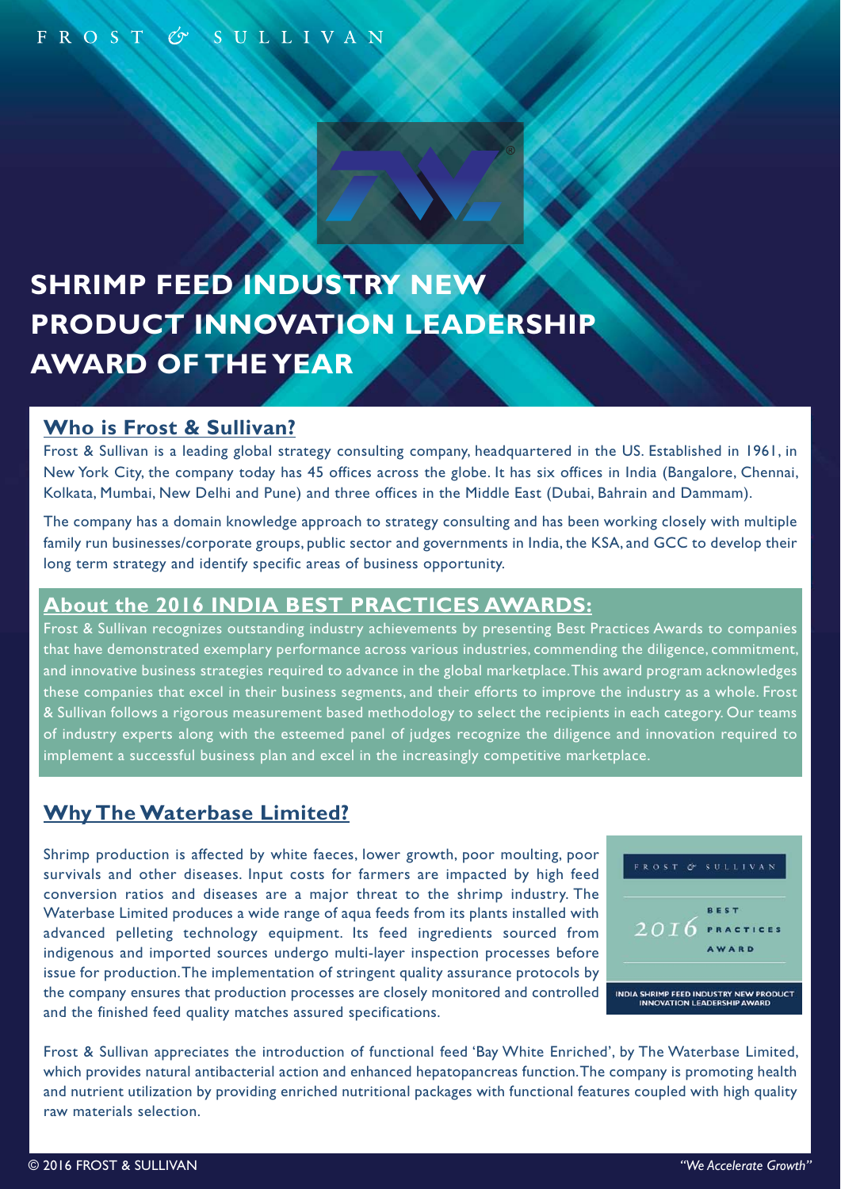FROST & SULLIVAN

# SHRIMP FEED INDUSTRY NEW PRODUCT INNOVATION LEADERSHIP AWARD OF THE YEAR

## Who is Frost & Sullivan?

Frost & Sullivan is a leading global strategy consulting company, headquartered in the US. Established in 1961, in New York City, the company today has 45 offices across the globe. It has six offices in India (Bangalore, Chennai, Kolkata, Mumbai, New Delhi and Pune) and three offices in the Middle East (Dubai, Bahrain and Dammam).

The company has a domain knowledge approach to strategy consulting and has been working closely with multiple family run businesses/corporate groups, public sector and governments in India, the KSA, and GCC to develop their long term strategy and identify specific areas of business opportunity.

## About the 2016 INDIA BEST PRACTICES AWARDS:

Frost & Sullivan recognizes outstanding industry achievements by presenting Best Practices Awards to companies that have demonstrated exemplary performance across various industries, commending the diligence, commitment, and innovative business strategies required to advance in the global marketplace. This award program acknowledges these companies that excel in their business segments, and their efforts to improve the industry as a whole. Frost & Sullivan follows a rigorous measurement based methodology to select the recipients in each category. Our teams of industry experts along with the esteemed panel of judges recognize the diligence and innovation required to implement a successful business plan and excel in the increasingly competitive marketplace.

## Why The Waterbase Limited?

Shrimp production is affected by white faeces, lower growth, poor moulting, poor survivals and other diseases. Input costs for farmers are impacted by high feed conversion ratios and diseases are a major threat to the shrimp industry. The Waterbase Limited produces a wide range of aqua feeds from its plants installed with advanced pelleting technology equipment. Its feed ingredients sourced from indigenous and imported sources undergo multi-layer inspection processes before issue for production. The implementation of stringent quality assurance protocols by the company ensures that production processes are closely monitored and controlled and the finished feed quality matches assured specifications.

FROST & SULLIVAN
2016 BEST PRACTICES AWARD
INDIA SHRIMP FEED INDUSTRY NEW PRODUCT INNOVATION LEADERSHIP AWARD

Frost & Sullivan appreciates the introduction of functional feed 'Bay White Enriched', by The Waterbase Limited, which provides natural antibacterial action and enhanced hepatopancreas function. The company is promoting health and nutrient utilization by providing enriched nutritional packages with functional features coupled with high quality raw materials selection.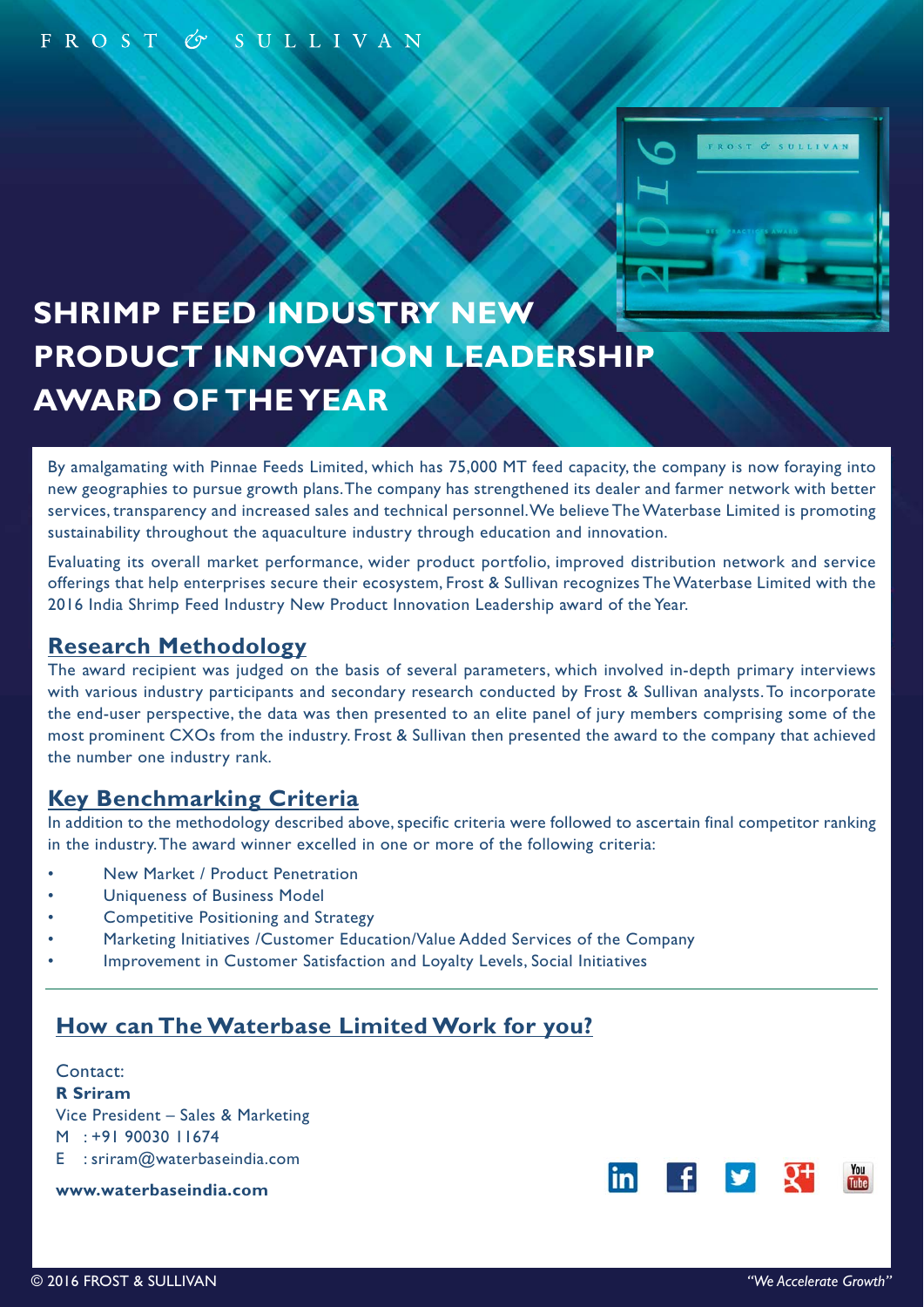# SHRIMP FEED INDUSTRY NEW PRODUCT INNOVATION LEADERSHIP AWARD OF THE YEAR

By amalgamating with Pinnae Feeds Limited, which has 75,000 MT feed capacity, the company is now foraying into new geographies to pursue growth plans. The company has strengthened its dealer and farmer network with better services, transparency and increased sales and technical personnel. We believe The Waterbase Limited is promoting sustainability throughout the aquaculture industry through education and innovation.

Evaluating its overall market performance, wider product portfolio, improved distribution network and service offerings that help enterprises secure their ecosystem, Frost & Sullivan recognizes The Waterbase Limited with the 2016 India Shrimp Feed Industry New Product Innovation Leadership award of the Year.

## Research Methodology

The award recipient was judged on the basis of several parameters, which involved in-depth primary interviews with various industry participants and secondary research conducted by Frost & Sullivan analysts. To incorporate the end-user perspective, the data was then presented to an elite panel of jury members comprising some of the most prominent CXOs from the industry. Frost & Sullivan then presented the award to the company that achieved the number one industry rank.

## Key Benchmarking Criteria

In addition to the methodology described above, specific criteria were followed to ascertain final competitor ranking in the industry. The award winner excelled in one or more of the following criteria:

- New Market / Product Penetration
- Uniqueness of Business Model
- Competitive Positioning and Strategy
- Marketing Initiatives /Customer Education/Value Added Services of the Company
- Improvement in Customer Satisfaction and Loyalty Levels, Social Initiatives

## How can The Waterbase Limited Work for you?

Contact:
**R Sriram**
Vice President – Sales & Marketing
M : +91 90030 11674
E : sriram@waterbaseindia.com

**www.waterbaseindia.com**